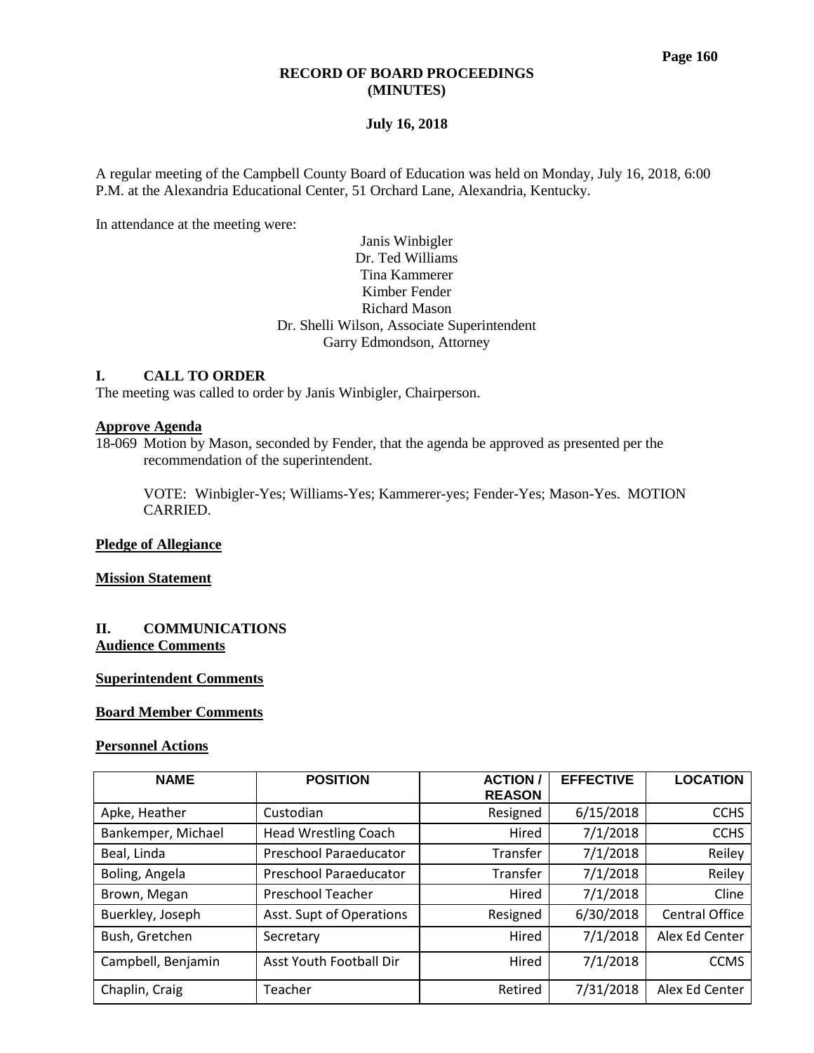**RECORD OF BOARD PROCEEDINGS**
**(MINUTES)**

**July 16, 2018**

A regular meeting of the Campbell County Board of Education was held on Monday, July 16, 2018, 6:00 P.M. at the Alexandria Educational Center, 51 Orchard Lane, Alexandria, Kentucky.

In attendance at the meeting were:

Janis Winbigler
Dr. Ted Williams
Tina Kammerer
Kimber Fender
Richard Mason
Dr. Shelli Wilson, Associate Superintendent
Garry Edmondson, Attorney

## I. CALL TO ORDER

The meeting was called to order by Janis Winbigler, Chairperson.

**Approve Agenda**

18-069 Motion by Mason, seconded by Fender, that the agenda be approved as presented per the recommendation of the superintendent.

VOTE: Winbigler-Yes; Williams-Yes; Kammerer-yes; Fender-Yes; Mason-Yes. MOTION CARRIED.

**Pledge of Allegiance**

**Mission Statement**

## II. COMMUNICATIONS

**Audience Comments**

**Superintendent Comments**

**Board Member Comments**

**Personnel Actions**

| NAME | POSITION | ACTION / REASON | EFFECTIVE | LOCATION |
|---|---|---|---|---|
| Apke, Heather | Custodian | Resigned | 6/15/2018 | CCHS |
| Bankemper, Michael | Head Wrestling Coach | Hired | 7/1/2018 | CCHS |
| Beal, Linda | Preschool Paraeducator | Transfer | 7/1/2018 | Reiley |
| Boling, Angela | Preschool Paraeducator | Transfer | 7/1/2018 | Reiley |
| Brown, Megan | Preschool Teacher | Hired | 7/1/2018 | Cline |
| Buerkley, Joseph | Asst. Supt of Operations | Resigned | 6/30/2018 | Central Office |
| Bush, Gretchen | Secretary | Hired | 7/1/2018 | Alex Ed Center |
| Campbell, Benjamin | Asst Youth Football Dir | Hired | 7/1/2018 | CCMS |
| Chaplin, Craig | Teacher | Retired | 7/31/2018 | Alex Ed Center |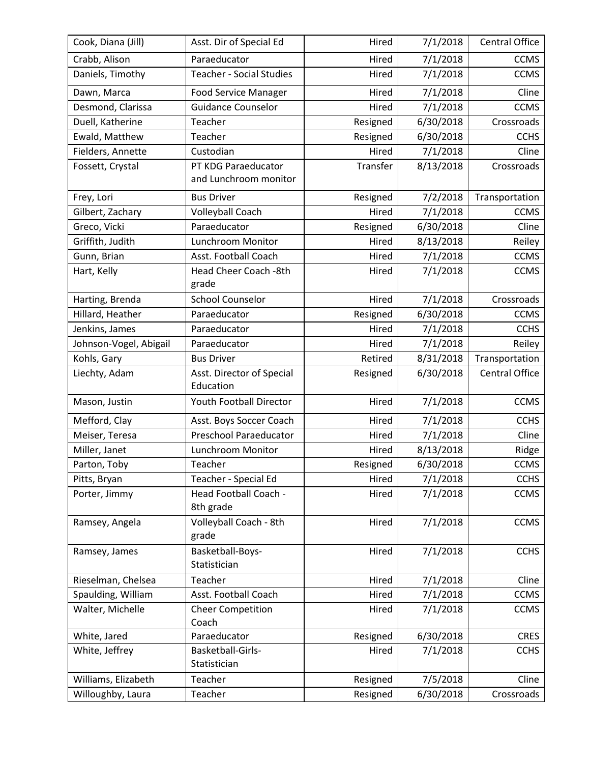| Cook, Diana (Jill) | Asst. Dir of Special Ed | Hired | 7/1/2018 | Central Office |
|---|---|---|---|---|
| Crabb, Alison | Paraeducator | Hired | 7/1/2018 | CCMS |
| Daniels, Timothy | Teacher - Social Studies | Hired | 7/1/2018 | CCMS |
| Dawn, Marca | Food Service Manager | Hired | 7/1/2018 | Cline |
| Desmond, Clarissa | Guidance Counselor | Hired | 7/1/2018 | CCMS |
| Duell, Katherine | Teacher | Resigned | 6/30/2018 | Crossroads |
| Ewald, Matthew | Teacher | Resigned | 6/30/2018 | CCHS |
| Fielders, Annette | Custodian | Hired | 7/1/2018 | Cline |
| Fossett, Crystal | PT KDG Paraeducator and Lunchroom monitor | Transfer | 8/13/2018 | Crossroads |
| Frey, Lori | Bus Driver | Resigned | 7/2/2018 | Transportation |
| Gilbert, Zachary | Volleyball Coach | Hired | 7/1/2018 | CCMS |
| Greco, Vicki | Paraeducator | Resigned | 6/30/2018 | Cline |
| Griffith, Judith | Lunchroom Monitor | Hired | 8/13/2018 | Reiley |
| Gunn, Brian | Asst. Football Coach | Hired | 7/1/2018 | CCMS |
| Hart, Kelly | Head Cheer Coach -8th grade | Hired | 7/1/2018 | CCMS |
| Harting, Brenda | School Counselor | Hired | 7/1/2018 | Crossroads |
| Hillard, Heather | Paraeducator | Resigned | 6/30/2018 | CCMS |
| Jenkins, James | Paraeducator | Hired | 7/1/2018 | CCHS |
| Johnson-Vogel, Abigail | Paraeducator | Hired | 7/1/2018 | Reiley |
| Kohls, Gary | Bus Driver | Retired | 8/31/2018 | Transportation |
| Liechty, Adam | Asst. Director of Special Education | Resigned | 6/30/2018 | Central Office |
| Mason, Justin | Youth Football Director | Hired | 7/1/2018 | CCMS |
| Mefford, Clay | Asst. Boys Soccer Coach | Hired | 7/1/2018 | CCHS |
| Meiser, Teresa | Preschool Paraeducator | Hired | 7/1/2018 | Cline |
| Miller, Janet | Lunchroom Monitor | Hired | 8/13/2018 | Ridge |
| Parton, Toby | Teacher | Resigned | 6/30/2018 | CCMS |
| Pitts, Bryan | Teacher - Special Ed | Hired | 7/1/2018 | CCHS |
| Porter, Jimmy | Head Football Coach - 8th grade | Hired | 7/1/2018 | CCMS |
| Ramsey, Angela | Volleyball Coach - 8th grade | Hired | 7/1/2018 | CCMS |
| Ramsey, James | Basketball-Boys-Statistician | Hired | 7/1/2018 | CCHS |
| Rieselman, Chelsea | Teacher | Hired | 7/1/2018 | Cline |
| Spaulding, William | Asst. Football Coach | Hired | 7/1/2018 | CCMS |
| Walter, Michelle | Cheer Competition Coach | Hired | 7/1/2018 | CCMS |
| White, Jared | Paraeducator | Resigned | 6/30/2018 | CRES |
| White, Jeffrey | Basketball-Girls-Statistician | Hired | 7/1/2018 | CCHS |
| Williams, Elizabeth | Teacher | Resigned | 7/5/2018 | Cline |
| Willoughby, Laura | Teacher | Resigned | 6/30/2018 | Crossroads |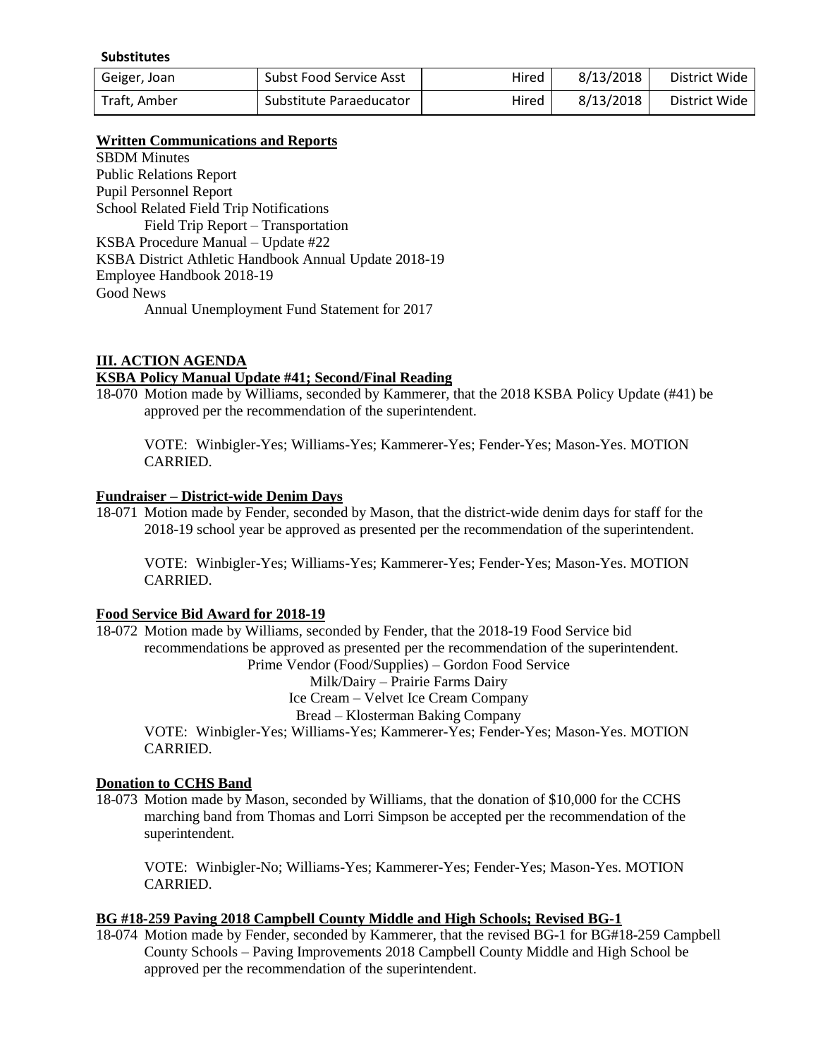**Substitutes**

| Geiger, Joan | Subst Food Service Asst | Hired | 8/13/2018 | District Wide |
|---|---|---|---|---|
| Traft, Amber | Substitute Paraeducator | Hired | 8/13/2018 | District Wide |

**Written Communications and Reports**

SBDM Minutes
Public Relations Report
Pupil Personnel Report
School Related Field Trip Notifications
    Field Trip Report – Transportation
KSBA Procedure Manual – Update #22
KSBA District Athletic Handbook Annual Update 2018-19
Employee Handbook 2018-19
Good News
    Annual Unemployment Fund Statement for 2017

## III. ACTION AGENDA

**KSBA Policy Manual Update #41; Second/Final Reading**

18-070 Motion made by Williams, seconded by Kammerer, that the 2018 KSBA Policy Update (#41) be approved per the recommendation of the superintendent.

VOTE: Winbigler-Yes; Williams-Yes; Kammerer-Yes; Fender-Yes; Mason-Yes. MOTION CARRIED.

**Fundraiser – District-wide Denim Days**

18-071 Motion made by Fender, seconded by Mason, that the district-wide denim days for staff for the 2018-19 school year be approved as presented per the recommendation of the superintendent.

VOTE: Winbigler-Yes; Williams-Yes; Kammerer-Yes; Fender-Yes; Mason-Yes. MOTION CARRIED.

**Food Service Bid Award for 2018-19**

18-072 Motion made by Williams, seconded by Fender, that the 2018-19 Food Service bid recommendations be approved as presented per the recommendation of the superintendent.

Prime Vendor (Food/Supplies) – Gordon Food Service
Milk/Dairy – Prairie Farms Dairy
Ice Cream – Velvet Ice Cream Company
Bread – Klosterman Baking Company

VOTE: Winbigler-Yes; Williams-Yes; Kammerer-Yes; Fender-Yes; Mason-Yes. MOTION CARRIED.

**Donation to CCHS Band**

18-073 Motion made by Mason, seconded by Williams, that the donation of $10,000 for the CCHS marching band from Thomas and Lorri Simpson be accepted per the recommendation of the superintendent.

VOTE: Winbigler-No; Williams-Yes; Kammerer-Yes; Fender-Yes; Mason-Yes. MOTION CARRIED.

**BG #18-259 Paving 2018 Campbell County Middle and High Schools; Revised BG-1**

18-074 Motion made by Fender, seconded by Kammerer, that the revised BG-1 for BG#18-259 Campbell County Schools – Paving Improvements 2018 Campbell County Middle and High School be approved per the recommendation of the superintendent.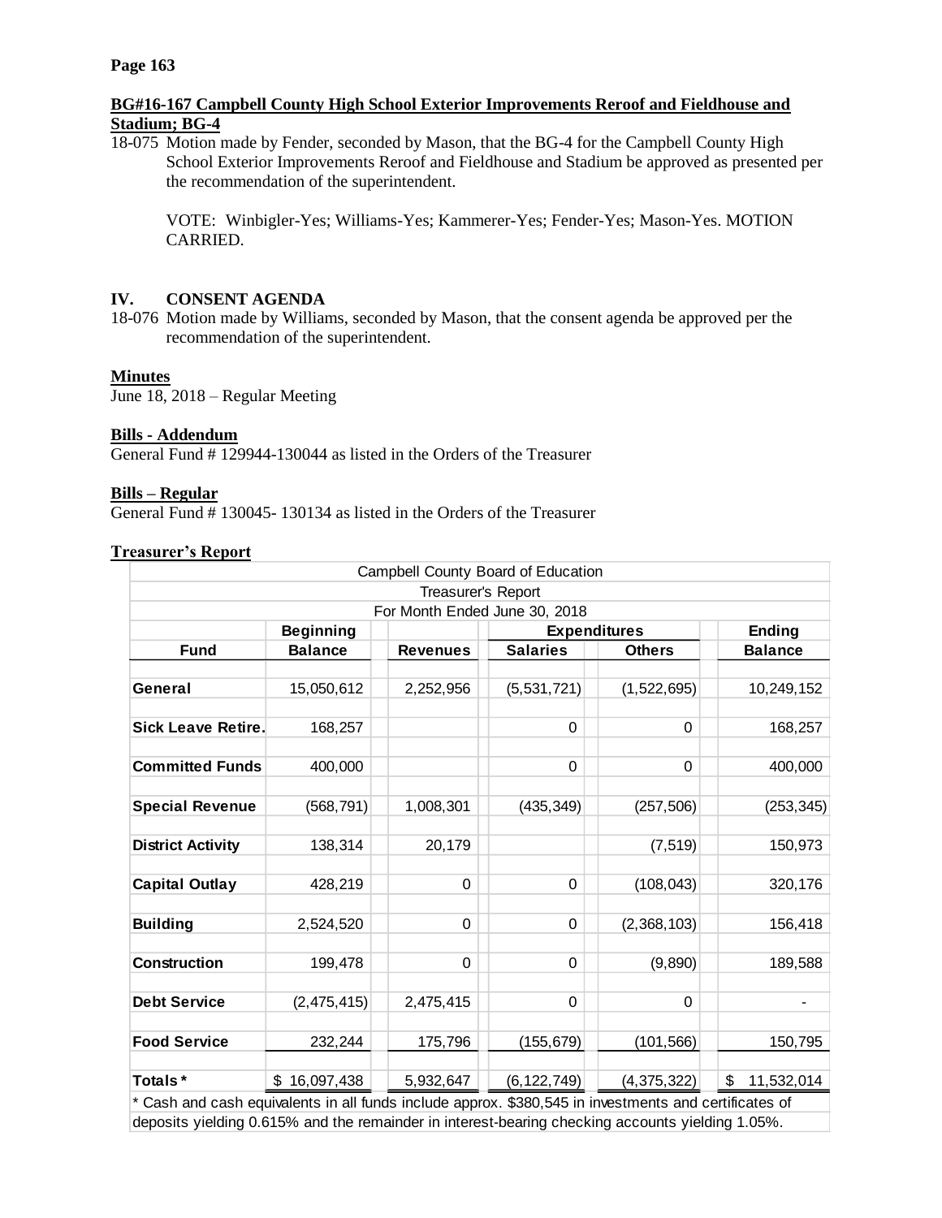**BG#16-167 Campbell County High School Exterior Improvements Reroof and Fieldhouse and Stadium; BG-4**

18-075 Motion made by Fender, seconded by Mason, that the BG-4 for the Campbell County High School Exterior Improvements Reroof and Fieldhouse and Stadium be approved as presented per the recommendation of the superintendent.

VOTE: Winbigler-Yes; Williams-Yes; Kammerer-Yes; Fender-Yes; Mason-Yes. MOTION CARRIED.

## IV. CONSENT AGENDA

18-076 Motion made by Williams, seconded by Mason, that the consent agenda be approved per the recommendation of the superintendent.

**Minutes**

June 18, 2018 – Regular Meeting

**Bills - Addendum**

General Fund # 129944-130044 as listed in the Orders of the Treasurer

**Bills – Regular**

General Fund # 130045- 130134 as listed in the Orders of the Treasurer

**Treasurer's Report**

| Campbell County Board of Education<br>Treasurer's Report<br>For Month Ended June 30, 2018 | | | | | |
|---|---|---|---|---|---|
| | Beginning | | Expenditures | | Ending |
| Fund | Balance | Revenues | Salaries | Others | Balance |
| General | 15,050,612 | 2,252,956 | (5,531,721) | (1,522,695) | 10,249,152 |
| Sick Leave Retire. | 168,257 | | 0 | 0 | 168,257 |
| Committed Funds | 400,000 | | 0 | 0 | 400,000 |
| Special Revenue | (568,791) | 1,008,301 | (435,349) | (257,506) | (253,345) |
| District Activity | 138,314 | 20,179 | | (7,519) | 150,973 |
| Capital Outlay | 428,219 | 0 | 0 | (108,043) | 320,176 |
| Building | 2,524,520 | 0 | 0 | (2,368,103) | 156,418 |
| Construction | 199,478 | 0 | 0 | (9,890) | 189,588 |
| Debt Service | (2,475,415) | 2,475,415 | 0 | 0 | - |
| Food Service | 232,244 | 175,796 | (155,679) | (101,566) | 150,795 |
| Totals * | $ 16,097,438 | 5,932,647 | (6,122,749) | (4,375,322) | $ 11,532,014 |

* Cash and cash equivalents in all funds include approx. $380,545 in investments and certificates of deposits yielding 0.615% and the remainder in interest-bearing checking accounts yielding 1.05%.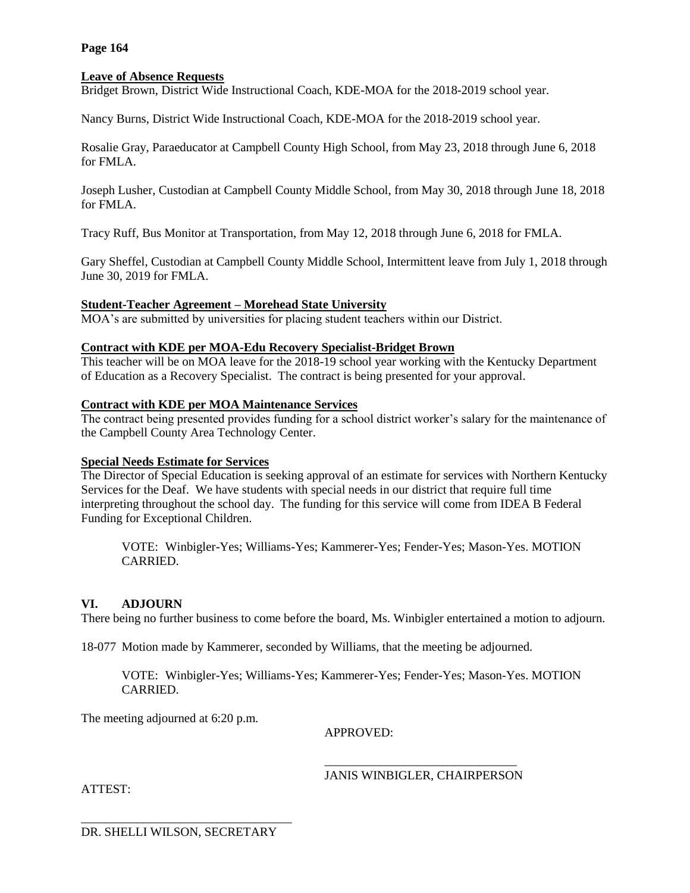**Leave of Absence Requests**

Bridget Brown, District Wide Instructional Coach, KDE-MOA for the 2018-2019 school year.

Nancy Burns, District Wide Instructional Coach, KDE-MOA for the 2018-2019 school year.

Rosalie Gray, Paraeducator at Campbell County High School, from May 23, 2018 through June 6, 2018 for FMLA.

Joseph Lusher, Custodian at Campbell County Middle School, from May 30, 2018 through June 18, 2018 for FMLA.

Tracy Ruff, Bus Monitor at Transportation, from May 12, 2018 through June 6, 2018 for FMLA.

Gary Sheffel, Custodian at Campbell County Middle School, Intermittent leave from July 1, 2018 through June 30, 2019 for FMLA.

**Student-Teacher Agreement – Morehead State University**

MOA's are submitted by universities for placing student teachers within our District.

**Contract with KDE per MOA-Edu Recovery Specialist-Bridget Brown**

This teacher will be on MOA leave for the 2018-19 school year working with the Kentucky Department of Education as a Recovery Specialist. The contract is being presented for your approval.

**Contract with KDE per MOA Maintenance Services**

The contract being presented provides funding for a school district worker's salary for the maintenance of the Campbell County Area Technology Center.

**Special Needs Estimate for Services**

The Director of Special Education is seeking approval of an estimate for services with Northern Kentucky Services for the Deaf. We have students with special needs in our district that require full time interpreting throughout the school day. The funding for this service will come from IDEA B Federal Funding for Exceptional Children.

> VOTE: Winbigler-Yes; Williams-Yes; Kammerer-Yes; Fender-Yes; Mason-Yes. MOTION CARRIED.

## VI. ADJOURN

There being no further business to come before the board, Ms. Winbigler entertained a motion to adjourn.

18-077 Motion made by Kammerer, seconded by Williams, that the meeting be adjourned.

> VOTE: Winbigler-Yes; Williams-Yes; Kammerer-Yes; Fender-Yes; Mason-Yes. MOTION CARRIED.

The meeting adjourned at 6:20 p.m.

APPROVED:

\_\_\_\_\_\_\_\_\_\_\_\_\_\_\_\_\_\_\_\_\_\_\_\_\_\_\_\_\_\_\_
JANIS WINBIGLER, CHAIRPERSON

ATTEST:

\_\_\_\_\_\_\_\_\_\_\_\_\_\_\_\_\_\_\_\_\_\_\_\_\_\_\_\_\_\_\_
DR. SHELLI WILSON, SECRETARY